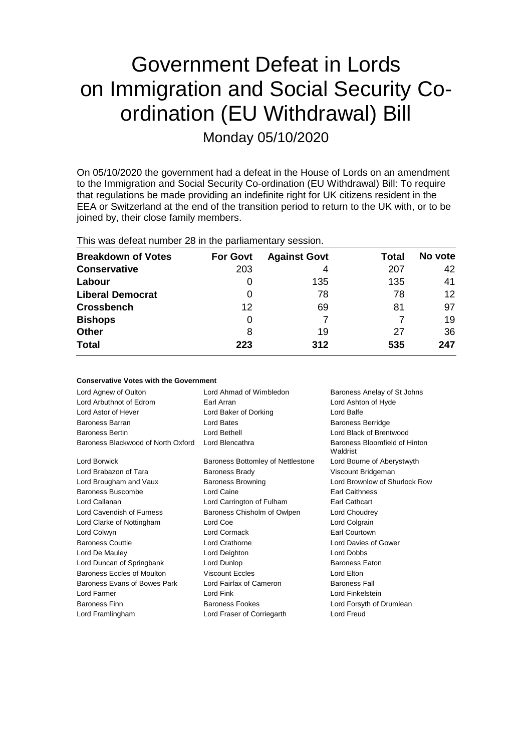# Government Defeat in Lords on Immigration and Social Security Co-ordination (EU Withdrawal) Bill

Monday 05/10/2020

On 05/10/2020 the government had a defeat in the House of Lords on an amendment to the Immigration and Social Security Co-ordination (EU Withdrawal) Bill: To require that regulations be made providing an indefinite right for UK citizens resident in the EEA or Switzerland at the end of the transition period to return to the UK with, or to be joined by, their close family members.

This was defeat number 28 in the parliamentary session.

| Breakdown of Votes | For Govt | Against Govt | Total | No vote |
|---|---|---|---|---|
| Conservative | 203 | 4 | 207 | 42 |
| Labour | 0 | 135 | 135 | 41 |
| Liberal Democrat | 0 | 78 | 78 | 12 |
| Crossbench | 12 | 69 | 81 | 97 |
| Bishops | 0 | 7 | 7 | 19 |
| Other | 8 | 19 | 27 | 36 |
| **Total** | **223** | **312** | **535** | **247** |

### Conservative Votes with the Government

| | | |
|---|---|---|
| Lord Agnew of Oulton | Lord Ahmad of Wimbledon | Baroness Anelay of St Johns |
| Lord Arbuthnot of Edrom | Earl Arran | Lord Ashton of Hyde |
| Lord Astor of Hever | Lord Baker of Dorking | Lord Balfe |
| Baroness Barran | Lord Bates | Baroness Berridge |
| Baroness Bertin | Lord Bethell | Lord Black of Brentwood |
| Baroness Blackwood of North Oxford | Lord Blencathra | Baroness Bloomfield of Hinton Waldrist |
| Lord Borwick | Baroness Bottomley of Nettlestone | Lord Bourne of Aberystwyth |
| Lord Brabazon of Tara | Baroness Brady | Viscount Bridgeman |
| Lord Brougham and Vaux | Baroness Browning | Lord Brownlow of Shurlock Row |
| Baroness Buscombe | Lord Caine | Earl Caithness |
| Lord Callanan | Lord Carrington of Fulham | Earl Cathcart |
| Lord Cavendish of Furness | Baroness Chisholm of Owlpen | Lord Choudrey |
| Lord Clarke of Nottingham | Lord Coe | Lord Colgrain |
| Lord Colwyn | Lord Cormack | Earl Courtown |
| Baroness Couttie | Lord Crathorne | Lord Davies of Gower |
| Lord De Mauley | Lord Deighton | Lord Dobbs |
| Lord Duncan of Springbank | Lord Dunlop | Baroness Eaton |
| Baroness Eccles of Moulton | Viscount Eccles | Lord Elton |
| Baroness Evans of Bowes Park | Lord Fairfax of Cameron | Baroness Fall |
| Lord Farmer | Lord Fink | Lord Finkelstein |
| Baroness Finn | Baroness Fookes | Lord Forsyth of Drumlean |
| Lord Framlingham | Lord Fraser of Corriegarth | Lord Freud |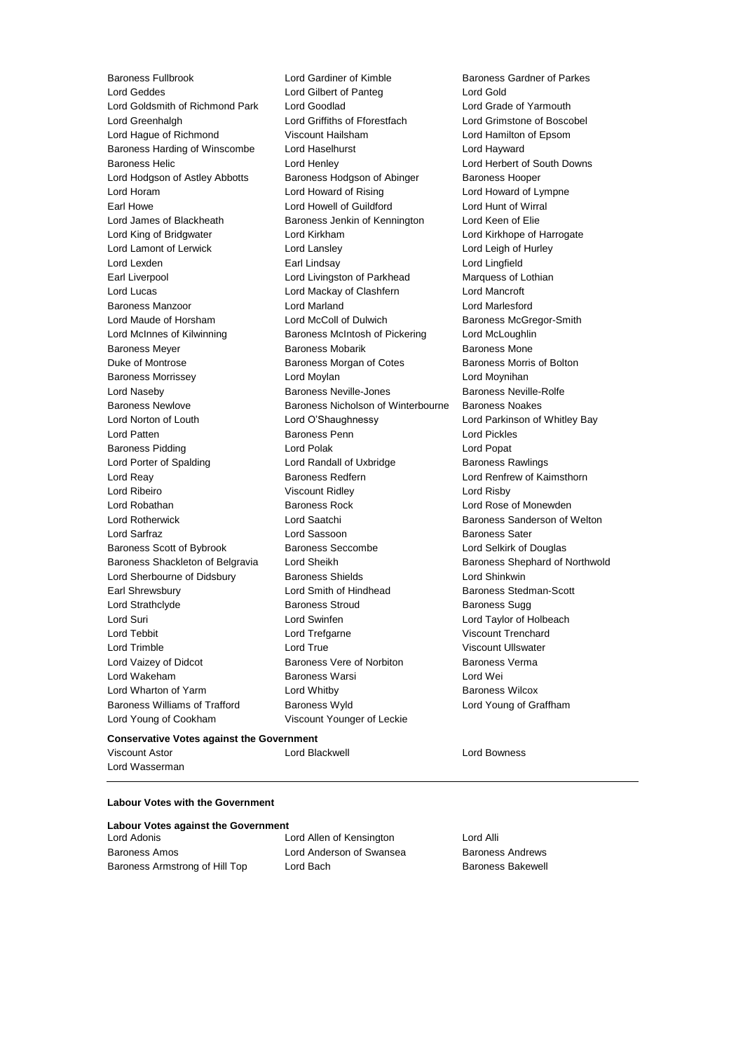Baroness Fullbrook Lord Gardiner of Kimble Baroness Gardner of Parkes
Lord Geddes Lord Gilbert of Panteg Lord Gold
Lord Goldsmith of Richmond Park Lord Goodlad Lord Grade of Yarmouth
Lord Greenhalgh Lord Griffiths of Fforestfach Lord Grimstone of Boscobel
Lord Hague of Richmond Viscount Hailsham Lord Hamilton of Epsom
Baroness Harding of Winscombe Lord Haselhurst Lord Hayward
Baroness Helic Lord Henley Lord Herbert of South Downs
Lord Hodgson of Astley Abbotts Baroness Hodgson of Abinger Baroness Hooper
Lord Horam Lord Howard of Rising Lord Howard of Lympne
Earl Howe Lord Howell of Guildford Lord Hunt of Wirral
Lord James of Blackheath Baroness Jenkin of Kennington Lord Keen of Elie
Lord King of Bridgwater Lord Kirkham Lord Kirkhope of Harrogate
Lord Lamont of Lerwick Lord Lansley Lord Leigh of Hurley
Lord Lexden Earl Lindsay Lord Lingfield
Earl Liverpool Lord Livingston of Parkhead Marquess of Lothian
Lord Lucas Lord Mackay of Clashfern Lord Mancroft
Baroness Manzoor Lord Marland Lord Marlesford
Lord Maude of Horsham Lord McColl of Dulwich Baroness McGregor-Smith
Lord McInnes of Kilwinning Baroness McIntosh of Pickering Lord McLoughlin
Baroness Meyer Baroness Mobarik Baroness Mone
Duke of Montrose Baroness Morgan of Cotes Baroness Morris of Bolton
Baroness Morrissey Lord Moylan Lord Moynihan
Lord Naseby Baroness Neville-Jones Baroness Neville-Rolfe
Baroness Newlove Baroness Nicholson of Winterbourne Baroness Noakes
Lord Norton of Louth Lord O'Shaughnessy Lord Parkinson of Whitley Bay
Lord Patten Baroness Penn Lord Pickles
Baroness Pidding Lord Polak Lord Popat
Lord Porter of Spalding Lord Randall of Uxbridge Baroness Rawlings
Lord Reay Baroness Redfern Lord Renfrew of Kaimsthorn
Lord Ribeiro Viscount Ridley Lord Risby
Lord Robathan Baroness Rock Lord Rose of Monewden
Lord Rotherwick Lord Saatchi Baroness Sanderson of Welton
Lord Sarfraz Lord Sassoon Baroness Sater
Baroness Scott of Bybrook Baroness Seccombe Lord Selkirk of Douglas
Baroness Shackleton of Belgravia Lord Sheikh Baroness Shephard of Northwold
Lord Sherbourne of Didsbury Baroness Shields Lord Shinkwin
Earl Shrewsbury Lord Smith of Hindhead Baroness Stedman-Scott
Lord Strathclyde Baroness Stroud Baroness Sugg
Lord Suri Lord Swinfen Lord Taylor of Holbeach
Lord Tebbit Lord Trefgarne Viscount Trenchard
Lord Trimble Lord True Viscount Ullswater
Lord Vaizey of Didcot Baroness Vere of Norbiton Baroness Verma
Lord Wakeham Baroness Warsi Lord Wei
Lord Wharton of Yarm Lord Whitby Baroness Wilcox
Baroness Williams of Trafford Baroness Wyld Lord Young of Graffham
Lord Young of Cookham Viscount Younger of Leckie

**Conservative Votes against the Government**

Viscount Astor Lord Blackwell Lord Bowness
Lord Wasserman

---

**Labour Votes with the Government**

**Labour Votes against the Government**

Lord Adonis Lord Allen of Kensington Lord Alli
Baroness Amos Lord Anderson of Swansea Baroness Andrews
Baroness Armstrong of Hill Top Lord Bach Baroness Bakewell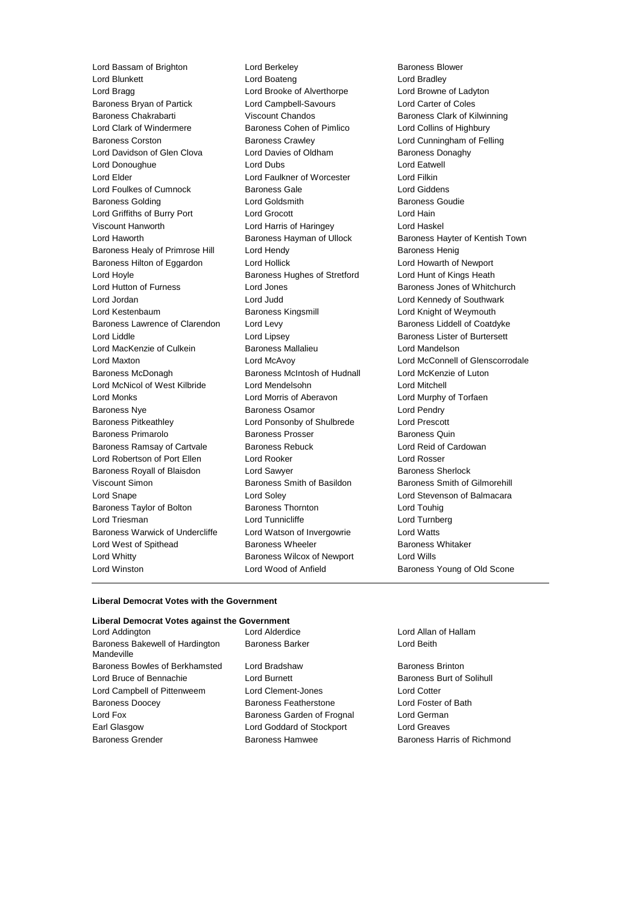Lord Bassam of Brighton
Lord Berkeley
Baroness Blower
Lord Blunkett
Lord Boateng
Lord Bradley
Lord Bragg
Lord Brooke of Alverthorpe
Lord Browne of Ladyton
Baroness Bryan of Partick
Lord Campbell-Savours
Lord Carter of Coles
Baroness Chakrabarti
Viscount Chandos
Baroness Clark of Kilwinning
Lord Clark of Windermere
Baroness Cohen of Pimlico
Lord Collins of Highbury
Baroness Corston
Baroness Crawley
Lord Cunningham of Felling
Lord Davidson of Glen Clova
Lord Davies of Oldham
Baroness Donaghy
Lord Donoughue
Lord Dubs
Lord Eatwell
Lord Elder
Lord Faulkner of Worcester
Lord Filkin
Lord Foulkes of Cumnock
Baroness Gale
Lord Giddens
Baroness Golding
Lord Goldsmith
Baroness Goudie
Lord Griffiths of Burry Port
Lord Grocott
Lord Hain
Viscount Hanworth
Lord Harris of Haringey
Lord Haskel
Lord Haworth
Baroness Hayman of Ullock
Baroness Hayter of Kentish Town
Baroness Healy of Primrose Hill
Lord Hendy
Baroness Henig
Baroness Hilton of Eggardon
Lord Hollick
Lord Howarth of Newport
Lord Hoyle
Baroness Hughes of Stretford
Lord Hunt of Kings Heath
Lord Hutton of Furness
Lord Jones
Baroness Jones of Whitchurch
Lord Jordan
Lord Judd
Lord Kennedy of Southwark
Lord Kestenbaum
Baroness Kingsmill
Lord Knight of Weymouth
Baroness Lawrence of Clarendon
Lord Levy
Baroness Liddell of Coatdyke
Lord Liddle
Lord Lipsey
Baroness Lister of Burtersett
Lord MacKenzie of Culkein
Baroness Mallalieu
Lord Mandelson
Lord Maxton
Lord McAvoy
Lord McConnell of Glenscorrodale
Baroness McDonagh
Baroness McIntosh of Hudnall
Lord McKenzie of Luton
Lord McNicol of West Kilbride
Lord Mendelsohn
Lord Mitchell
Lord Monks
Lord Morris of Aberavon
Lord Murphy of Torfaen
Baroness Nye
Baroness Osamor
Lord Pendry
Baroness Pitkeathley
Lord Ponsonby of Shulbrede
Lord Prescott
Baroness Primarolo
Baroness Prosser
Baroness Quin
Baroness Ramsay of Cartvale
Baroness Rebuck
Lord Reid of Cardowan
Lord Robertson of Port Ellen
Lord Rooker
Lord Rosser
Baroness Royall of Blaisdon
Lord Sawyer
Baroness Sherlock
Viscount Simon
Baroness Smith of Basildon
Baroness Smith of Gilmorehill
Lord Snape
Lord Soley
Lord Stevenson of Balmacara
Baroness Taylor of Bolton
Baroness Thornton
Lord Touhig
Lord Triesman
Lord Tunnicliffe
Lord Turnberg
Baroness Warwick of Undercliffe
Lord Watson of Invergowrie
Lord Watts
Lord West of Spithead
Baroness Wheeler
Baroness Whitaker
Lord Whitty
Baroness Wilcox of Newport
Lord Wills
Lord Winston
Lord Wood of Anfield
Baroness Young of Old Scone

---

**Liberal Democrat Votes with the Government**

**Liberal Democrat Votes against the Government**

Lord Addington
Lord Alderdice
Lord Allan of Hallam
Baroness Bakewell of Hardington Mandeville
Baroness Barker
Lord Beith
Baroness Bowles of Berkhamsted
Lord Bradshaw
Baroness Brinton
Lord Bruce of Bennachie
Lord Burnett
Baroness Burt of Solihull
Lord Campbell of Pittenweem
Lord Clement-Jones
Lord Cotter
Baroness Doocey
Baroness Featherstone
Lord Foster of Bath
Lord Fox
Baroness Garden of Frognal
Lord German
Earl Glasgow
Lord Goddard of Stockport
Lord Greaves
Baroness Grender
Baroness Hamwee
Baroness Harris of Richmond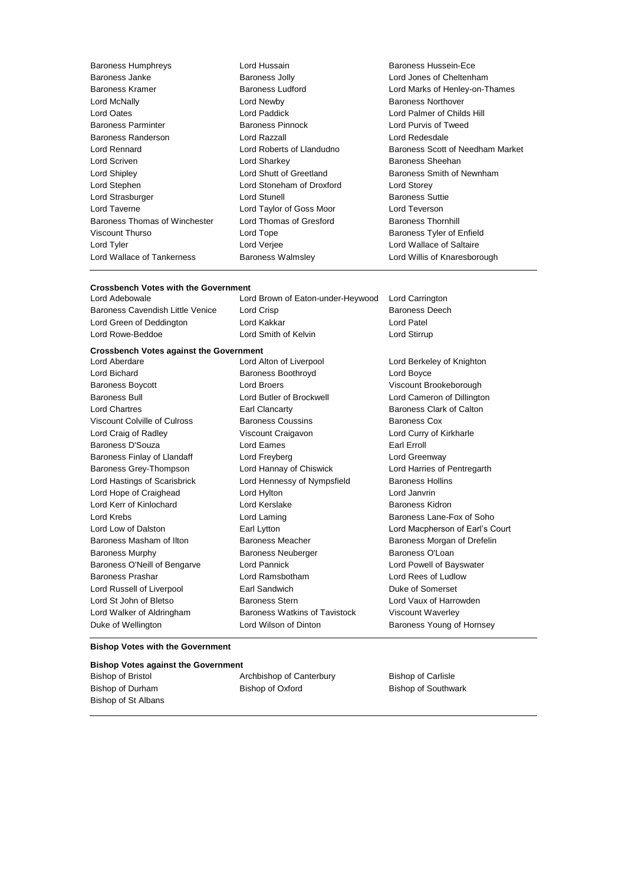Baroness Humphreys
Lord Hussain
Baroness Hussein-Ece
Baroness Janke
Baroness Jolly
Lord Jones of Cheltenham
Baroness Kramer
Baroness Ludford
Lord Marks of Henley-on-Thames
Lord McNally
Lord Newby
Baroness Northover
Lord Oates
Lord Paddick
Lord Palmer of Childs Hill
Baroness Parminter
Baroness Pinnock
Lord Purvis of Tweed
Baroness Randerson
Lord Razzall
Lord Redesdale
Lord Rennard
Lord Roberts of Llandudno
Baroness Scott of Needham Market
Lord Scriven
Lord Sharkey
Baroness Sheehan
Lord Shipley
Lord Shutt of Greetland
Baroness Smith of Newnham
Lord Stephen
Lord Stoneham of Droxford
Lord Storey
Lord Strasburger
Lord Stunell
Baroness Suttie
Lord Taverne
Lord Taylor of Goss Moor
Lord Teverson
Baroness Thomas of Winchester
Lord Thomas of Gresford
Baroness Thornhill
Viscount Thurso
Lord Tope
Baroness Tyler of Enfield
Lord Tyler
Lord Verjee
Lord Wallace of Saltaire
Lord Wallace of Tankerness
Baroness Walmsley
Lord Willis of Knaresborough

**Crossbench Votes with the Government**

Lord Adebowale
Lord Brown of Eaton-under-Heywood
Lord Carrington
Baroness Cavendish Little Venice
Lord Crisp
Baroness Deech
Lord Green of Deddington
Lord Kakkar
Lord Patel
Lord Rowe-Beddoe
Lord Smith of Kelvin
Lord Stirrup

**Crossbench Votes against the Government**

Lord Aberdare
Lord Alton of Liverpool
Lord Berkeley of Knighton
Lord Bichard
Baroness Boothroyd
Lord Boyce
Baroness Boycott
Lord Broers
Viscount Brookeborough
Baroness Bull
Lord Butler of Brockwell
Lord Cameron of Dillington
Lord Chartres
Earl Clancarty
Baroness Clark of Calton
Viscount Colville of Culross
Baroness Coussins
Baroness Cox
Lord Craig of Radley
Viscount Craigavon
Lord Curry of Kirkharle
Baroness D'Souza
Lord Eames
Earl Erroll
Baroness Finlay of Llandaff
Lord Freyberg
Lord Greenway
Baroness Grey-Thompson
Lord Hannay of Chiswick
Lord Harries of Pentregarth
Lord Hastings of Scarisbrick
Lord Hennessy of Nympsfield
Baroness Hollins
Lord Hope of Craighead
Lord Hylton
Lord Janvrin
Lord Kerr of Kinlochard
Lord Kerslake
Baroness Kidron
Lord Krebs
Lord Laming
Baroness Lane-Fox of Soho
Lord Low of Dalston
Earl Lytton
Lord Macpherson of Earl's Court
Baroness Masham of Ilton
Baroness Meacher
Baroness Morgan of Drefelin
Baroness Murphy
Baroness Neuberger
Baroness O'Loan
Baroness O'Neill of Bengarve
Lord Pannick
Lord Powell of Bayswater
Baroness Prashar
Lord Ramsbotham
Lord Rees of Ludlow
Lord Russell of Liverpool
Earl Sandwich
Duke of Somerset
Lord St John of Bletso
Baroness Stern
Lord Vaux of Harrowden
Lord Walker of Aldringham
Baroness Watkins of Tavistock
Viscount Waverley
Duke of Wellington
Lord Wilson of Dinton
Baroness Young of Hornsey

**Bishop Votes with the Government**

**Bishop Votes against the Government**

Bishop of Bristol
Archbishop of Canterbury
Bishop of Carlisle
Bishop of Durham
Bishop of Oxford
Bishop of Southwark
Bishop of St Albans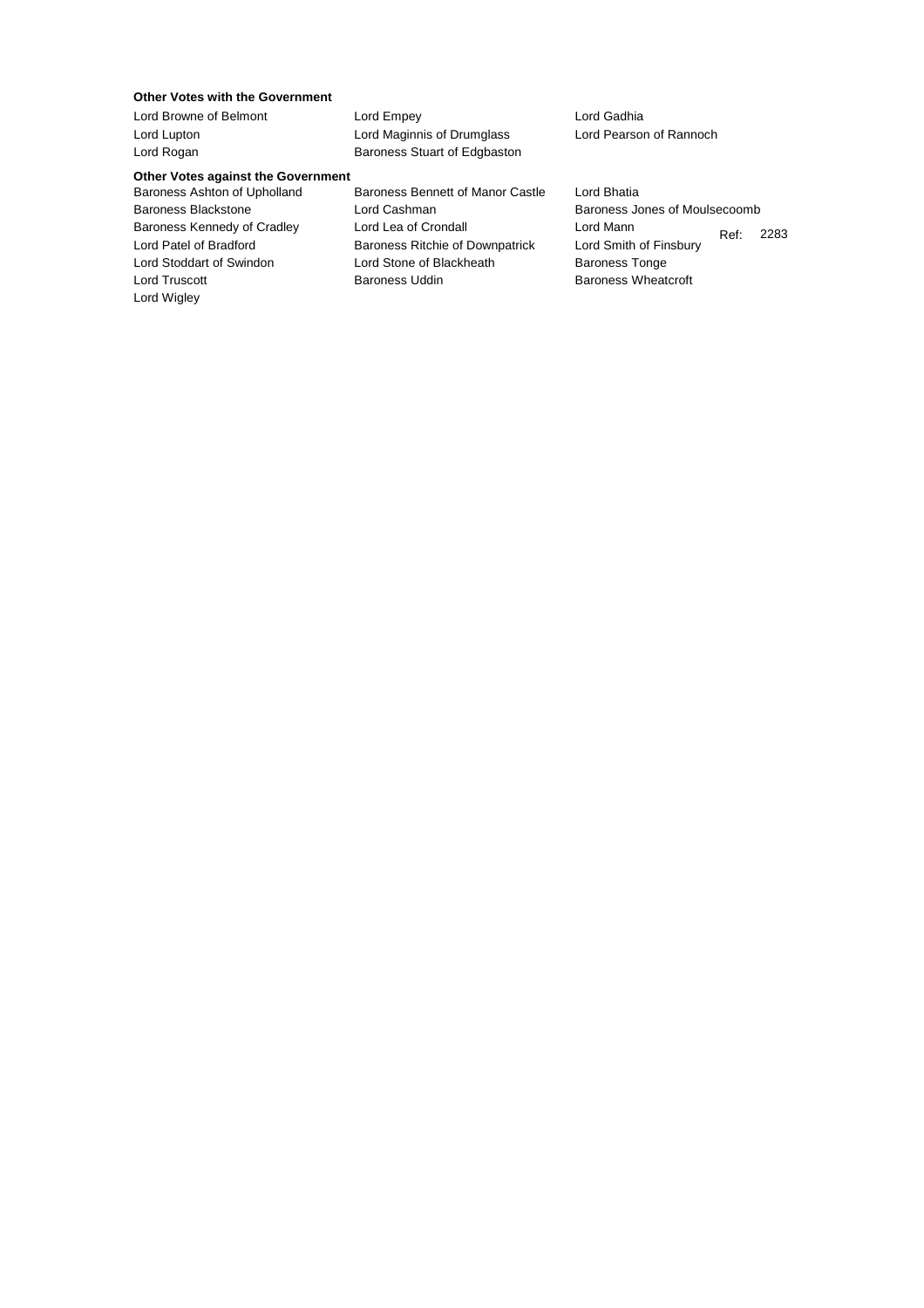**Other Votes with the Government**

| | | |
|---|---|---|
| Lord Browne of Belmont | Lord Empey | Lord Gadhia |
| Lord Lupton | Lord Maginnis of Drumglass | Lord Pearson of Rannoch |
| Lord Rogan | Baroness Stuart of Edgbaston | |

**Other Votes against the Government**

| | | |
|---|---|---|
| Baroness Ashton of Upholland | Baroness Bennett of Manor Castle | Lord Bhatia |
| Baroness Blackstone | Lord Cashman | Baroness Jones of Moulsecoomb |
| Baroness Kennedy of Cradley | Lord Lea of Crondall | Lord Mann |
| Lord Patel of Bradford | Baroness Ritchie of Downpatrick | Lord Smith of Finsbury |
| Lord Stoddart of Swindon | Lord Stone of Blackheath | Baroness Tonge |
| Lord Truscott | Baroness Uddin | Baroness Wheatcroft |
| Lord Wigley | | |

Ref: 2283